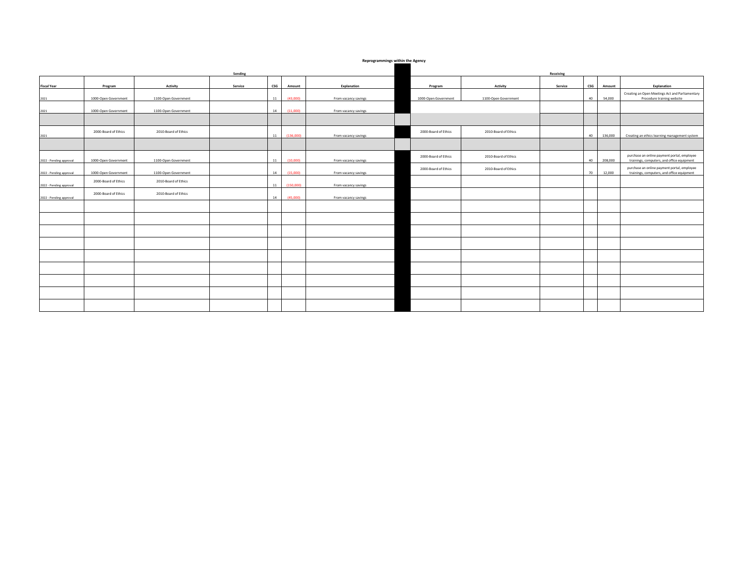**Reprogrammings within the Agency**

| Sending | | | | | | | | Receiving | | | | | |
|---|---|---|---|---|---|---|---|---|---|---|---|---|---|
| Fiscal Year | Program | Activity | Service | CSG | Amount | Explanation | | Program | Activity | Service | CSG | Amount | Explanation |
| 2021 | 1000-Open Government | 1100-Open Government | | 11 | (43,000) | From vacancy savings | | 1000-Open Government | 1100-Open Government | | 40 | 54,000 | Creating an Open Meetings Act and Parliamentary Procedure training website |
| 2021 | 1000-Open Government | 1100-Open Government | | 14 | (11,000) | From vacancy savings | | | | | | | |
| | | | | | | | | | | | | | |
| 2021 | 2000-Board of Ethics | 2010-Board of Ethics | | 11 | (136,000) | From vacancy savings | | 2000-Board of Ethics | 2010-Board of Ethics | | 40 | 136,000 | Creating an ethics learning management system |
| | | | | | | | | | | | | | |
| 2022 - Pending approval | 1000-Open Government | 1100-Open Government | | 11 | (10,000) | From vacancy savings | | 2000-Board of Ethics | 2010-Board of Ethics | | 40 | 208,000 | purchase an online payment portal, employee trainings, computers, and office equipment |
| 2022 - Pending approval | 1000-Open Government | 1100-Open Government | | 14 | (15,000) | From vacancy savings | | 2000-Board of Ethics | 2010-Board of Ethics | | 70 | 12,000 | purchase an online payment portal, employee trainings, computers, and office equipment |
| 2022 - Pending approval | 2000-Board of Ethics | 2010-Board of Ethics | | 11 | (150,000) | From vacancy savings | | | | | | | |
| 2022 - Pending approval | 2000-Board of Ethics | 2010-Board of Ethics | | 14 | (45,000) | From vacancy savings | | | | | | | |
| | | | | | | | | | | | | | |
| | | | | | | | | | | | | | |
| | | | | | | | | | | | | | |
| | | | | | | | | | | | | | |
| | | | | | | | | | | | | | |
| | | | | | | | | | | | | | |
| | | | | | | | | | | | | | |
| | | | | | | | | | | | | | |
| | | | | | | | | | | | | | |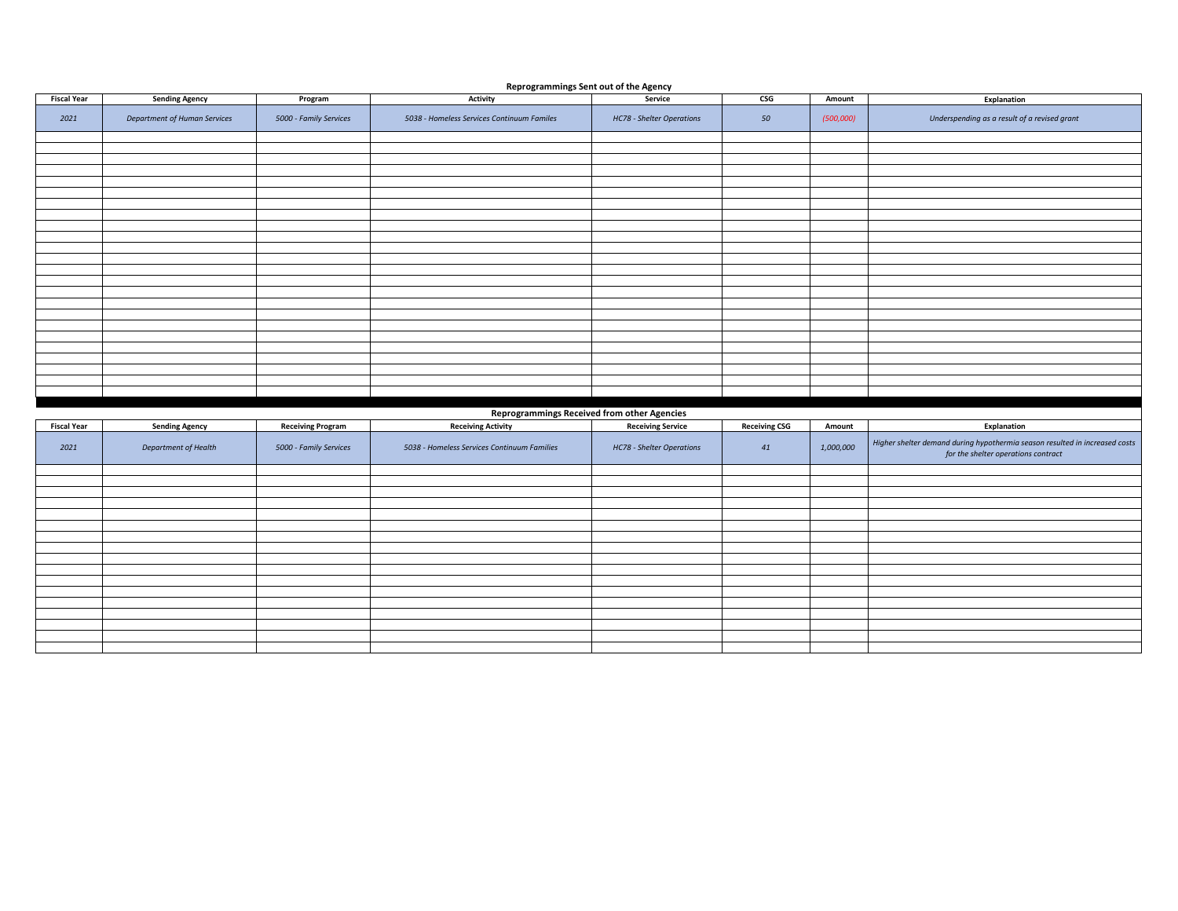### Reprogrammings Sent out of the Agency

| Fiscal Year | Sending Agency | Program | Activity | Service | CSG | Amount | Explanation |
|---|---|---|---|---|---|---|---|
| *2021* | *Department of Human Services* | *5000 - Family Services* | *5038 - Homeless Services Continuum Familes* | *HC78 - Shelter Operations* | *50* | *(500,000)* | *Underspending as a result of a revised grant* |

### Reprogrammings Received from other Agencies

| Fiscal Year | Sending Agency | Receiving Program | Receiving Activity | Receiving Service | Receiving CSG | Amount | Explanation |
|---|---|---|---|---|---|---|---|
| *2021* | *Department of Health* | *5000 - Family Services* | *5038 - Homeless Services Continuum Families* | *HC78 - Shelter Operations* | *41* | *1,000,000* | *Higher shelter demand during hypothermia season resulted in increased costs for the shelter operations contract* |